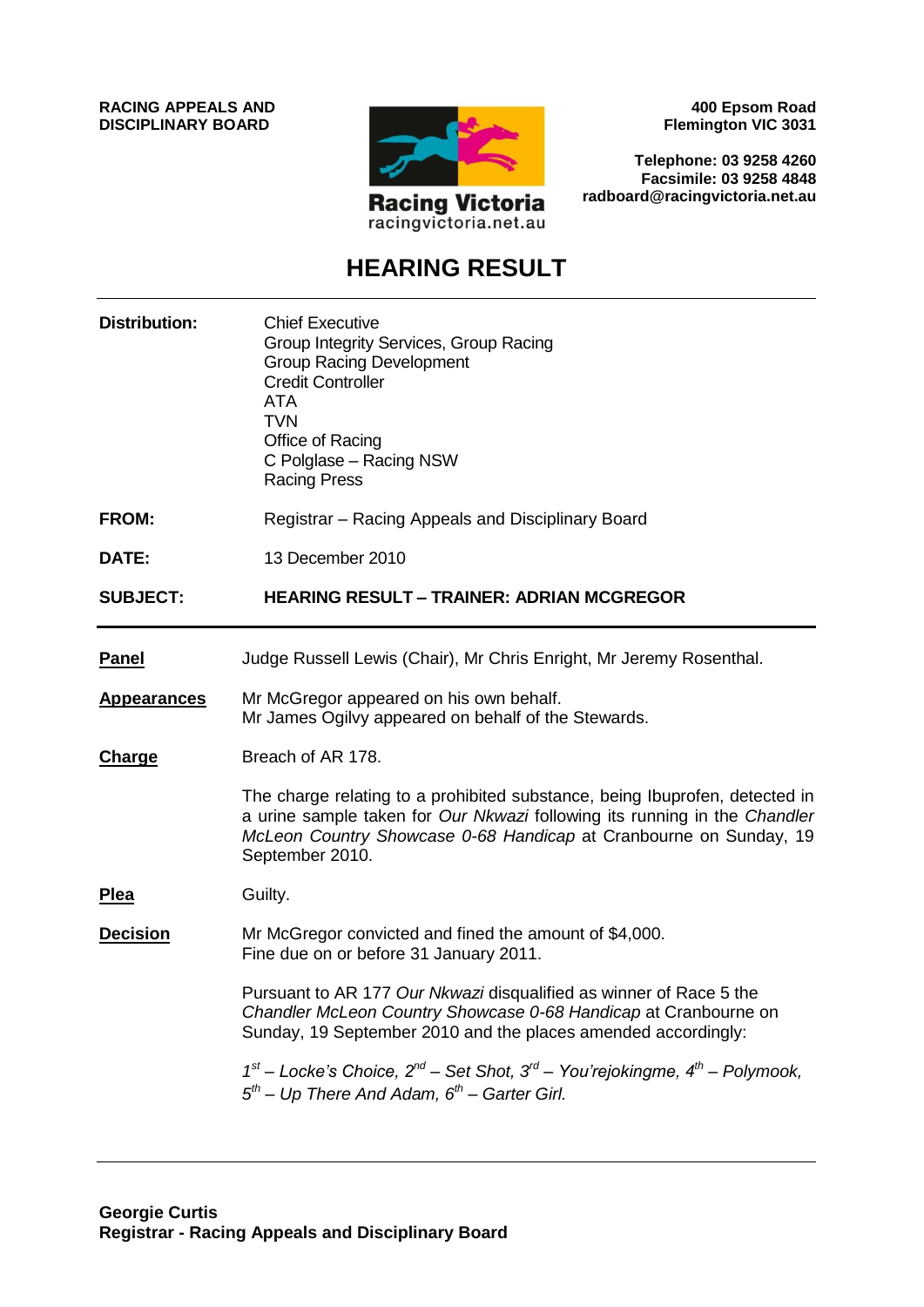**RACING APPEALS AND DISCIPLINARY BOARD**

Racing Victoria
racingvictoria.net.au

**400 Epsom Road**
**Flemington VIC 3031**

**Telephone: 03 9258 4260**
**Facsimile: 03 9258 4848**
**radboard@racingvictoria.net.au**

# HEARING RESULT

| | |
|---|---|
| **Distribution:** | Chief Executive<br>Group Integrity Services, Group Racing<br>Group Racing Development<br>Credit Controller<br>ATA<br>TVN<br>Office of Racing<br>C Polglase – Racing NSW<br>Racing Press |
| **FROM:** | Registrar – Racing Appeals and Disciplinary Board |
| **DATE:** | 13 December 2010 |
| **SUBJECT:** | **HEARING RESULT – TRAINER: ADRIAN MCGREGOR** |

---

**Panel**

Judge Russell Lewis (Chair), Mr Chris Enright, Mr Jeremy Rosenthal.

**Appearances**

Mr McGregor appeared on his own behalf.
Mr James Ogilvy appeared on behalf of the Stewards.

**Charge**

Breach of AR 178.

The charge relating to a prohibited substance, being Ibuprofen, detected in a urine sample taken for *Our Nkwazi* following its running in the *Chandler McLeon Country Showcase 0-68 Handicap* at Cranbourne on Sunday, 19 September 2010.

**Plea**

Guilty.

**Decision**

Mr McGregor convicted and fined the amount of $4,000.
Fine due on or before 31 January 2011.

Pursuant to AR 177 *Our Nkwazi* disqualified as winner of Race 5 the *Chandler McLeon Country Showcase 0-68 Handicap* at Cranbourne on Sunday, 19 September 2010 and the places amended accordingly:

*1st – Locke's Choice, 2nd – Set Shot, 3rd – You'rejokingme, 4th – Polymook, 5th – Up There And Adam, 6th – Garter Girl.*

---

**Georgie Curtis**
**Registrar - Racing Appeals and Disciplinary Board**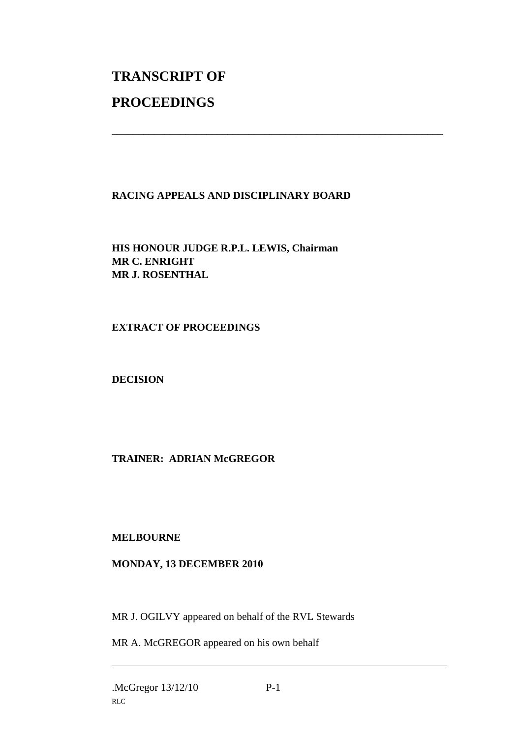# TRANSCRIPT OF PROCEEDINGS

---

**RACING APPEALS AND DISCIPLINARY BOARD**

**HIS HONOUR JUDGE R.P.L. LEWIS, Chairman**
**MR C. ENRIGHT**
**MR J. ROSENTHAL**

**EXTRACT OF PROCEEDINGS**

**DECISION**

**TRAINER: ADRIAN McGREGOR**

**MELBOURNE**

**MONDAY, 13 DECEMBER 2010**

MR J. OGILVY appeared on behalf of the RVL Stewards

MR A. McGREGOR appeared on his own behalf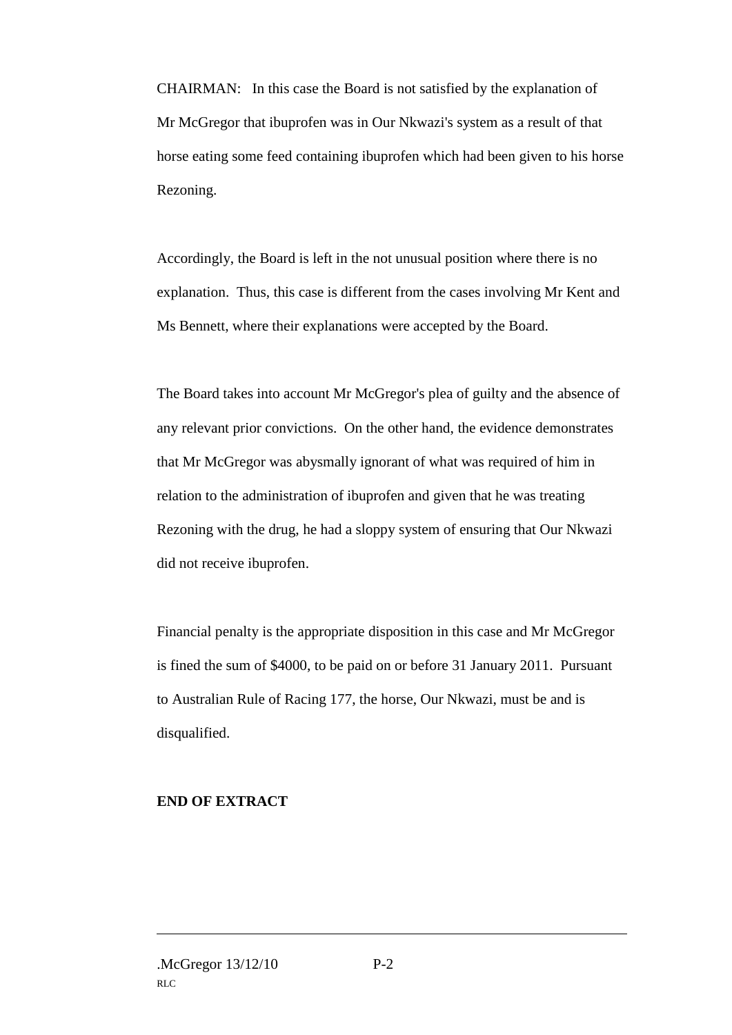CHAIRMAN: In this case the Board is not satisfied by the explanation of Mr McGregor that ibuprofen was in Our Nkwazi's system as a result of that horse eating some feed containing ibuprofen which had been given to his horse Rezoning.

Accordingly, the Board is left in the not unusual position where there is no explanation. Thus, this case is different from the cases involving Mr Kent and Ms Bennett, where their explanations were accepted by the Board.

The Board takes into account Mr McGregor's plea of guilty and the absence of any relevant prior convictions. On the other hand, the evidence demonstrates that Mr McGregor was abysmally ignorant of what was required of him in relation to the administration of ibuprofen and given that he was treating Rezoning with the drug, he had a sloppy system of ensuring that Our Nkwazi did not receive ibuprofen.

Financial penalty is the appropriate disposition in this case and Mr McGregor is fined the sum of $4000, to be paid on or before 31 January 2011. Pursuant to Australian Rule of Racing 177, the horse, Our Nkwazi, must be and is disqualified.

**END OF EXTRACT**